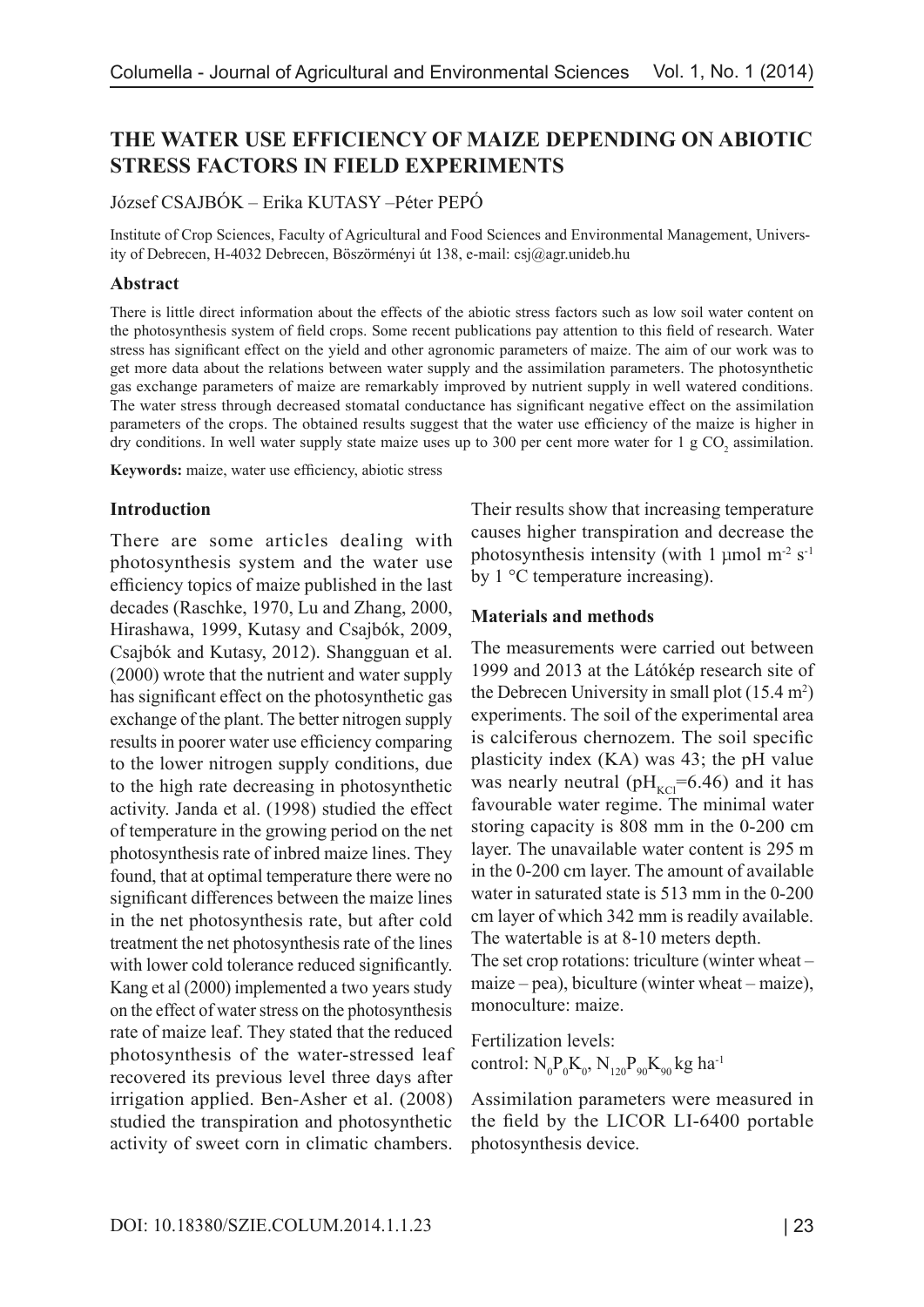…

# THE WATER USE EFFICIENCY OF MAIZE DEPENDING ON ABIOTIC STRESS FACTORS IN FIELD EXPERIMENTS

József CSAJBÓK – Erika KUTASY –Péter PEPÓ

Institute of Crop Sciences, Faculty of Agricultural and Food Sciences and Environmental Management, University of Debrecen, H-4032 Debrecen, Böszörményi út 138, e-mail: csj@agr.unideb.hu

## Abstract

There is little direct information about the effects of the abiotic stress factors such as low soil water content on the photosynthesis system of field crops. Some recent publications pay attention to this field of research. Water stress has significant effect on the yield and other agronomic parameters of maize. The aim of our work was to get more data about the relations between water supply and the assimilation parameters. The photosynthetic gas exchange parameters of maize are remarkably improved by nutrient supply in well watered conditions. The water stress through decreased stomatal conductance has significant negative effect on the assimilation parameters of the crops. The obtained results suggest that the water use efficiency of the maize is higher in dry conditions. In well water supply state maize uses up to 300 per cent more water for 1 g $CO_2$ assimilation.

**Keywords:** maize, water use efficiency, abiotic stress

## Introduction

There are some articles dealing with photosynthesis system and the water use efficiency topics of maize published in the last decades (Raschke, 1970, Lu and Zhang, 2000, Hirashawa, 1999, Kutasy and Csajbók, 2009, Csajbók and Kutasy, 2012). Shangguan et al. (2000) wrote that the nutrient and water supply has significant effect on the photosynthetic gas exchange of the plant. The better nitrogen supply results in poorer water use efficiency comparing to the lower nitrogen supply conditions, due to the high rate decreasing in photosynthetic activity. Janda et al. (1998) studied the effect of temperature in the growing period on the net photosynthesis rate of inbred maize lines. They found, that at optimal temperature there were no significant differences between the maize lines in the net photosynthesis rate, but after cold treatment the net photosynthesis rate of the lines with lower cold tolerance reduced significantly. Kang et al (2000) implemented a two years study on the effect of water stress on the photosynthesis rate of maize leaf. They stated that the reduced photosynthesis of the water-stressed leaf recovered its previous level three days after irrigation applied. Ben-Asher et al. (2008) studied the transpiration and photosynthetic activity of sweet corn in climatic chambers. Their results show that increasing temperature causes higher transpiration and decrease the photosynthesis intensity (with 1 µmol $m^{-2}$ $s^{-1}$ by 1 °C temperature increasing).

## Materials and methods

The measurements were carried out between 1999 and 2013 at the Látókép research site of the Debrecen University in small plot (15.4 $m^2$) experiments. The soil of the experimental area is calciferous chernozem. The soil specific plasticity index (KA) was 43; the pH value was nearly neutral ($pH_{KCl}$=6.46) and it has favourable water regime. The minimal water storing capacity is 808 mm in the 0-200 cm layer. The unavailable water content is 295 m in the 0-200 cm layer. The amount of available water in saturated state is 513 mm in the 0-200 cm layer of which 342 mm is readily available. The watertable is at 8-10 meters depth.

The set crop rotations: triculture (winter wheat – maize – pea), biculture (winter wheat – maize), monoculture: maize.

Fertilization levels:
control: $N_0P_0K_0$, $N_{120}P_{90}K_{90}$ kg $ha^{-1}$

Assimilation parameters were measured in the field by the LICOR LI-6400 portable photosynthesis device.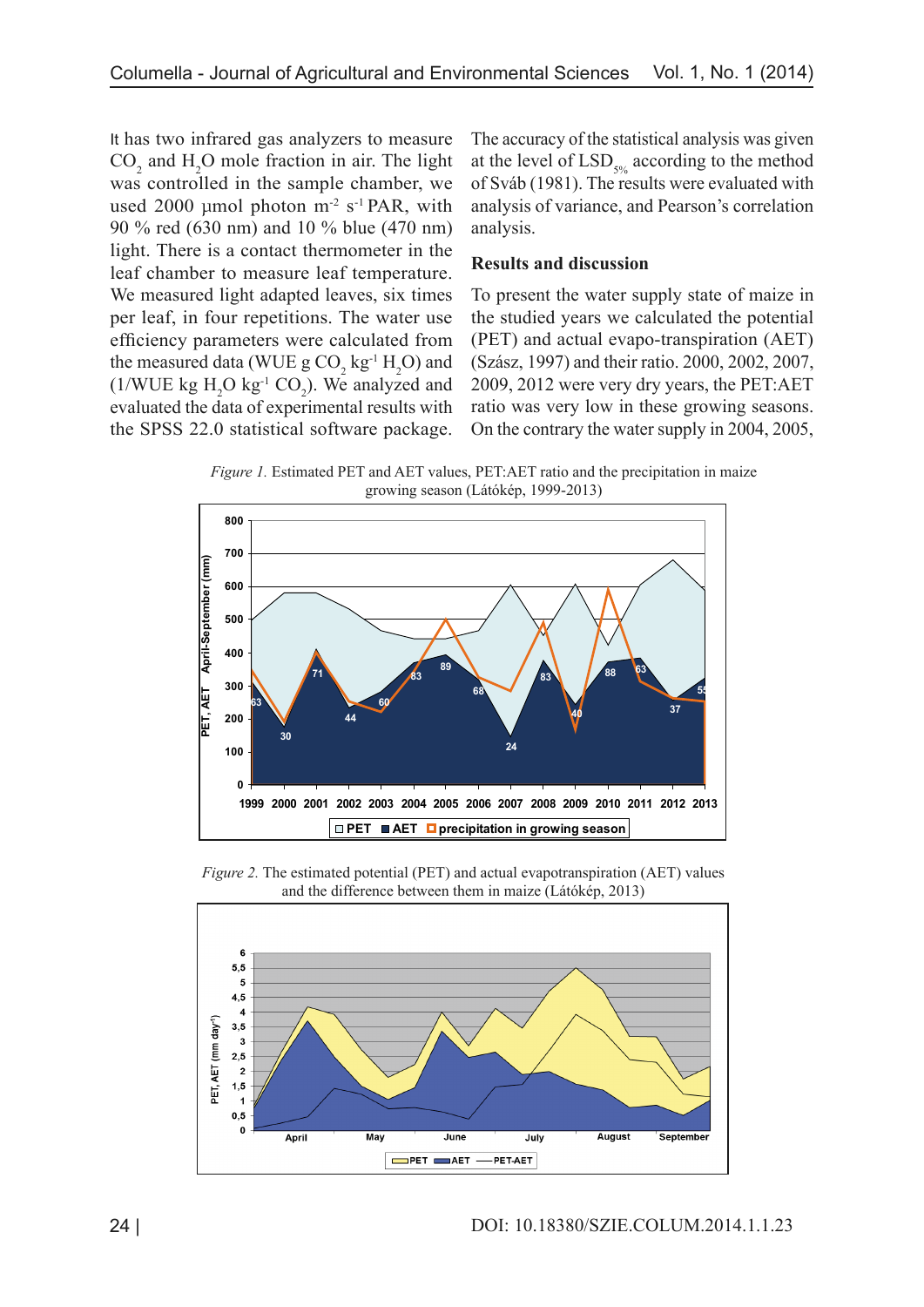It has two infrared gas analyzers to measure $CO_2$ and $H_2O$ mole fraction in air. The light was controlled in the sample chamber, we used 2000 µmol photon $m^{-2}$ $s^{-1}$ PAR, with 90 % red (630 nm) and 10 % blue (470 nm) light. There is a contact thermometer in the leaf chamber to measure leaf temperature. We measured light adapted leaves, six times per leaf, in four repetitions. The water use efficiency parameters were calculated from the measured data (WUE g $CO_2$ $kg^{-1}$ $H_2O$) and (1/WUE kg $H_2O$ $kg^{-1}$ $CO_2$). We analyzed and evaluated the data of experimental results with the SPSS 22.0 statistical software package. The accuracy of the statistical analysis was given at the level of $LSD_{5\%}$ according to the method of Sváb (1981). The results were evaluated with analysis of variance, and Pearson's correlation analysis.

## Results and discussion

To present the water supply state of maize in the studied years we calculated the potential (PET) and actual evapo-transpiration (AET) (Szász, 1997) and their ratio. 2000, 2002, 2007, 2009, 2012 were very dry years, the PET:AET ratio was very low in these growing seasons. On the contrary the water supply in 2004, 2005,

*Figure 1.* Estimated PET and AET values, PET:AET ratio and the precipitation in maize growing season (Látókép, 1999-2013)

*Figure 2.* The estimated potential (PET) and actual evapotranspiration (AET) values and the difference between them in maize (Látókép, 2013)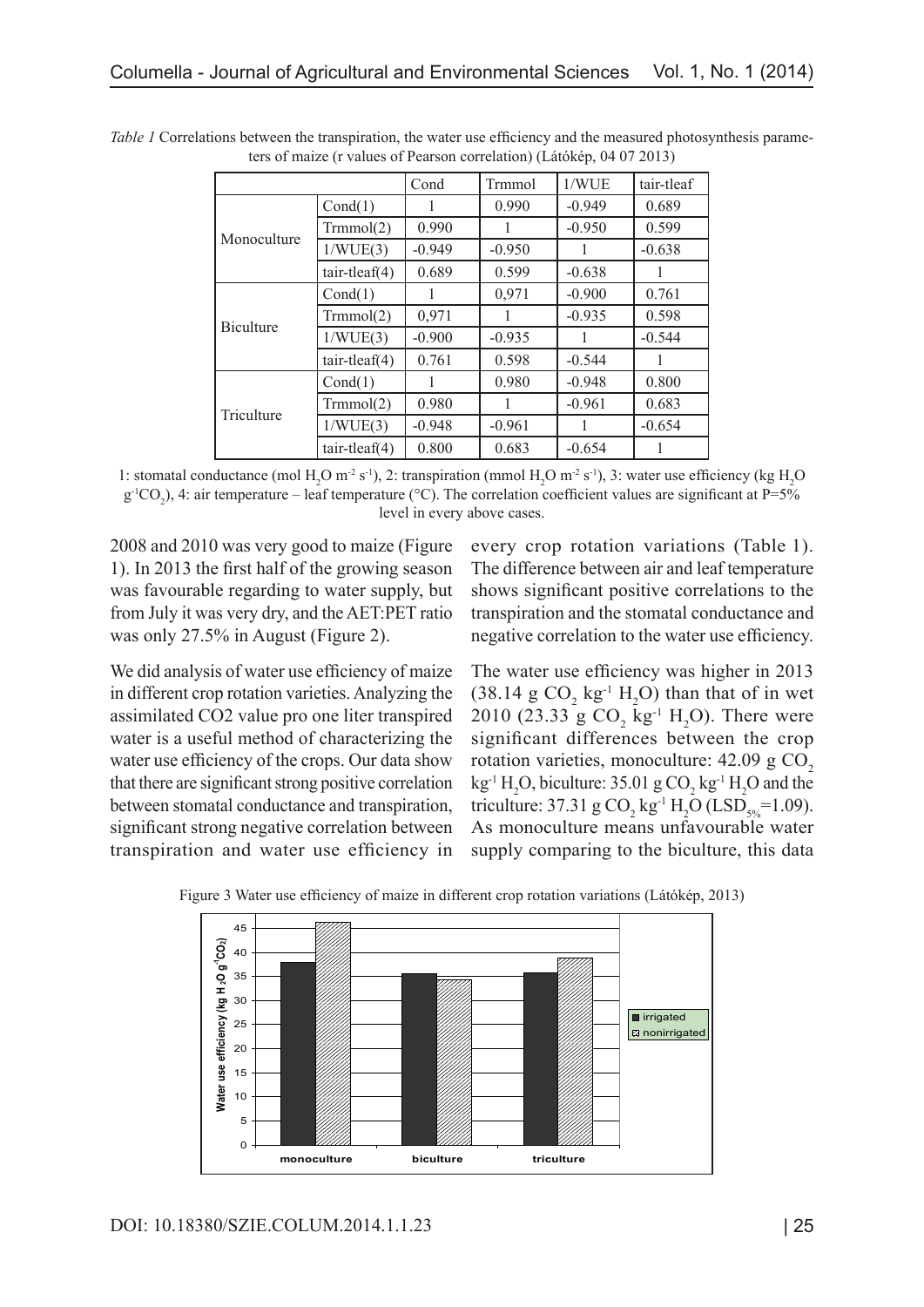*Table 1* Correlations between the transpiration, the water use efficiency and the measured photosynthesis parameters of maize (r values of Pearson correlation) (Látókép, 04 07 2013)

| | | Cond | Trmmol | 1/WUE | tair-tleaf |
|---|---|---|---|---|---|
| Monoculture | Cond(1) | 1 | 0.990 | -0.949 | 0.689 |
| | Trmmol(2) | 0.990 | 1 | -0.950 | 0.599 |
| | 1/WUE(3) | -0.949 | -0.950 | 1 | -0.638 |
| | tair-tleaf(4) | 0.689 | 0.599 | -0.638 | 1 |
| Biculture | Cond(1) | 1 | 0,971 | -0.900 | 0.761 |
| | Trmmol(2) | 0,971 | 1 | -0.935 | 0.598 |
| | 1/WUE(3) | -0.900 | -0.935 | 1 | -0.544 |
| | tair-tleaf(4) | 0.761 | 0.598 | -0.544 | 1 |
| Triculture | Cond(1) | 1 | 0.980 | -0.948 | 0.800 |
| | Trmmol(2) | 0.980 | 1 | -0.961 | 0.683 |
| | 1/WUE(3) | -0.948 | -0.961 | 1 | -0.654 |
| | tair-tleaf(4) | 0.800 | 0.683 | -0.654 | 1 |

1: stomatal conductance (mol $H_2O$ $m^{-2}$ $s^{-1}$), 2: transpiration (mmol $H_2O$ $m^{-2}$ $s^{-1}$), 3: water use efficiency (kg $H_2O$ $g^{-1}CO_2$), 4: air temperature – leaf temperature (°C). The correlation coefficient values are significant at P=5% level in every above cases.

2008 and 2010 was very good to maize (Figure 1). In 2013 the first half of the growing season was favourable regarding to water supply, but from July it was very dry, and the AET:PET ratio was only 27.5% in August (Figure 2).

We did analysis of water use efficiency of maize in different crop rotation varieties. Analyzing the assimilated CO2 value pro one liter transpired water is a useful method of characterizing the water use efficiency of the crops. Our data show that there are significant strong positive correlation between stomatal conductance and transpiration, significant strong negative correlation between transpiration and water use efficiency in every crop rotation variations (Table 1). The difference between air and leaf temperature shows significant positive correlations to the transpiration and the stomatal conductance and negative correlation to the water use efficiency.

The water use efficiency was higher in 2013 (38.14 g $CO_2$ $kg^{-1}$ $H_2O$) than that of in wet 2010 (23.33 g $CO_2$ $kg^{-1}$ $H_2O$). There were significant differences between the crop rotation varieties, monoculture: 42.09 g $CO_2$ $kg^{-1}$ $H_2O$, biculture: 35.01 g $CO_2$ $kg^{-1}$ $H_2O$ and the triculture: 37.31 g $CO_2$ $kg^{-1}$ $H_2O$ ($LSD_{5\%}$=1.09). As monoculture means unfavourable water supply comparing to the biculture, this data

Figure 3 Water use efficiency of maize in different crop rotation variations (Látókép, 2013)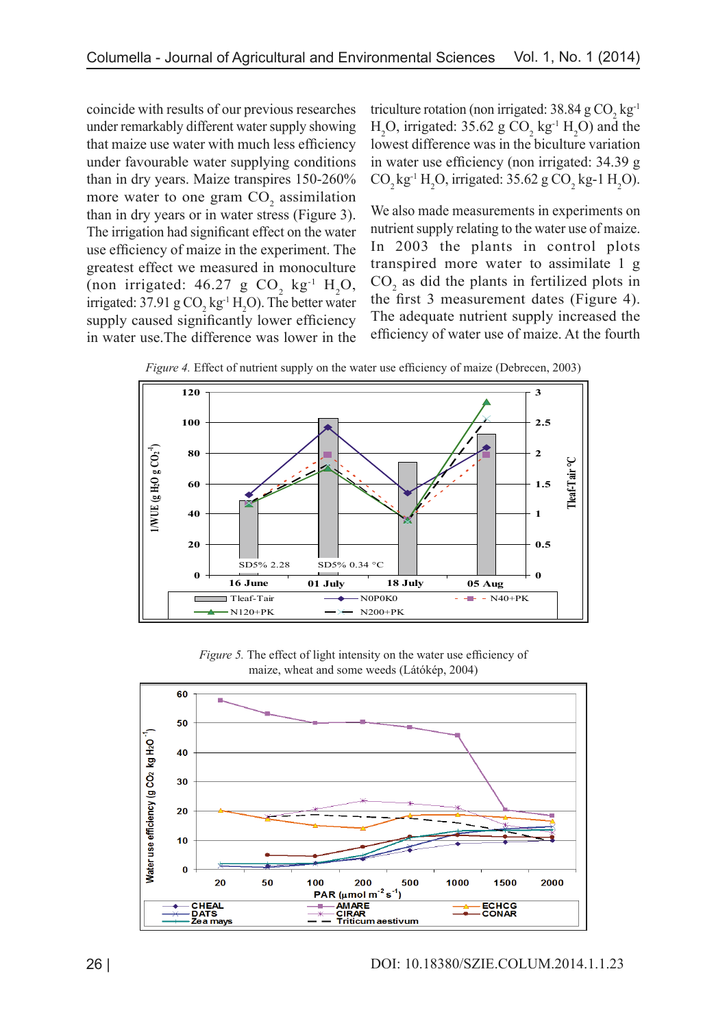coincide with results of our previous researches under remarkably different water supply showing that maize use water with much less efficiency under favourable water supplying conditions than in dry years. Maize transpires 150-260% more water to one gram $CO_2$ assimilation than in dry years or in water stress (Figure 3). The irrigation had significant effect on the water use efficiency of maize in the experiment. The greatest effect we measured in monoculture (non irrigated: 46.27 g $CO_2$ $kg^{-1}$ $H_2O$, irrigated: 37.91 g $CO_2$ $kg^{-1}$ $H_2O$). The better water supply caused significantly lower efficiency in water use.The difference was lower in the triculture rotation (non irrigated: 38.84 g $CO_2$ $kg^{-1}$ $H_2O$, irrigated: 35.62 g $CO_2$ $kg^{-1}$ $H_2O$) and the lowest difference was in the biculture variation in water use efficiency (non irrigated: 34.39 g $CO_2$ $kg^{-1}$ $H_2O$, irrigated: 35.62 g $CO_2$ kg-1 $H_2O$).

We also made measurements in experiments on nutrient supply relating to the water use of maize. In 2003 the plants in control plots transpired more water to assimilate 1 g $CO_2$ as did the plants in fertilized plots in the first 3 measurement dates (Figure 4). The adequate nutrient supply increased the efficiency of water use of maize. At the fourth

*Figure 4.* Effect of nutrient supply on the water use efficiency of maize (Debrecen, 2003)

*Figure 5.* The effect of light intensity on the water use efficiency of maize, wheat and some weeds (Látókép, 2004)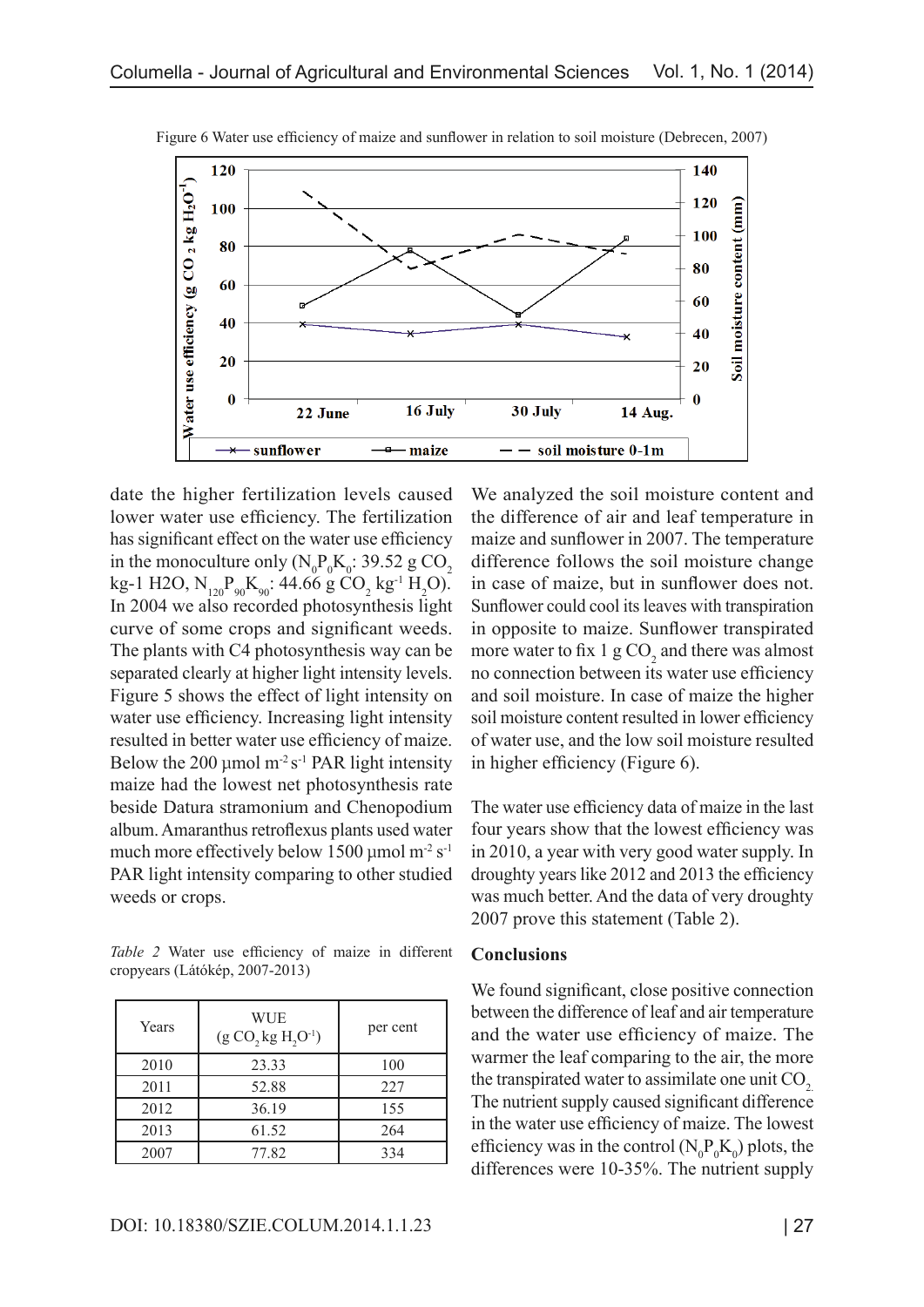Figure 6 Water use efficiency of maize and sunflower in relation to soil moisture (Debrecen, 2007)

date the higher fertilization levels caused lower water use efficiency. The fertilization has significant effect on the water use efficiency in the monoculture only ($N_0P_0K_0$: 39.52 g $CO_2$ kg-1 H2O, $N_{120}P_{90}K_{90}$: 44.66 g $CO_2$ $kg^{-1}$ $H_2O$). In 2004 we also recorded photosynthesis light curve of some crops and significant weeds. The plants with C4 photosynthesis way can be separated clearly at higher light intensity levels. Figure 5 shows the effect of light intensity on water use efficiency. Increasing light intensity resulted in better water use efficiency of maize. Below the 200 µmol $m^{-2}$ $s^{-1}$ PAR light intensity maize had the lowest net photosynthesis rate beside Datura stramonium and Chenopodium album. Amaranthus retroflexus plants used water much more effectively below 1500 µmol $m^{-2}$ $s^{-1}$ PAR light intensity comparing to other studied weeds or crops.

*Table 2* Water use efficiency of maize in different cropyears (Látókép, 2007-2013)

| Years | WUE (g $CO_2$ kg $H_2O^{-1}$) | per cent |
|---|---|---|
| 2010 | 23.33 | 100 |
| 2011 | 52.88 | 227 |
| 2012 | 36.19 | 155 |
| 2013 | 61.52 | 264 |
| 2007 | 77.82 | 334 |

We analyzed the soil moisture content and the difference of air and leaf temperature in maize and sunflower in 2007. The temperature difference follows the soil moisture change in case of maize, but in sunflower does not. Sunflower could cool its leaves with transpiration in opposite to maize. Sunflower transpirated more water to fix 1 g $CO_2$ and there was almost no connection between its water use efficiency and soil moisture. In case of maize the higher soil moisture content resulted in lower efficiency of water use, and the low soil moisture resulted in higher efficiency (Figure 6).

The water use efficiency data of maize in the last four years show that the lowest efficiency was in 2010, a year with very good water supply. In droughty years like 2012 and 2013 the efficiency was much better. And the data of very droughty 2007 prove this statement (Table 2).

## Conclusions

We found significant, close positive connection between the difference of leaf and air temperature and the water use efficiency of maize. The warmer the leaf comparing to the air, the more the transpirated water to assimilate one unit $CO_2$. The nutrient supply caused significant difference in the water use efficiency of maize. The lowest efficiency was in the control ($N_0P_0K_0$) plots, the differences were 10-35%. The nutrient supply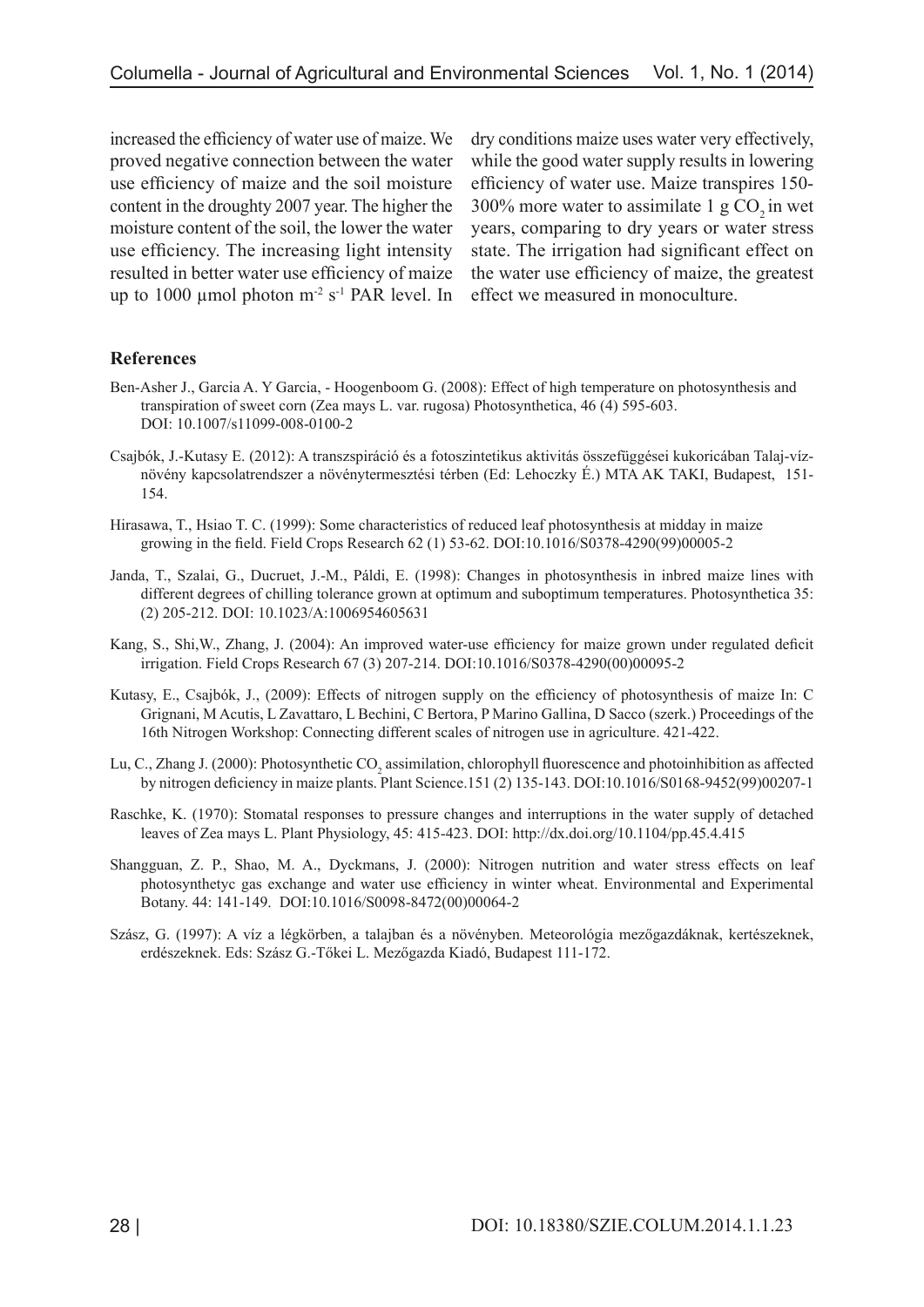increased the efficiency of water use of maize. We proved negative connection between the water use efficiency of maize and the soil moisture content in the droughty 2007 year. The higher the moisture content of the soil, the lower the water use efficiency. The increasing light intensity resulted in better water use efficiency of maize up to 1000 μmol photon $m^{-2}$ $s^{-1}$ PAR level. In dry conditions maize uses water very effectively, while the good water supply results in lowering efficiency of water use. Maize transpires 150-300% more water to assimilate 1 g $CO_2$ in wet years, comparing to dry years or water stress state. The irrigation had significant effect on the water use efficiency of maize, the greatest effect we measured in monoculture.

## References

Ben-Asher J., Garcia A. Y Garcia, - Hoogenboom G. (2008): Effect of high temperature on photosynthesis and transpiration of sweet corn (Zea mays L. var. rugosa) Photosynthetica, 46 (4) 595-603. DOI: 10.1007/s11099-008-0100-2

Csajbók, J.-Kutasy E. (2012): A transzspiráció és a fotoszintetikus aktivitás összefüggései kukoricában Talaj-víz-növény kapcsolatrendszer a növénytermesztési térben (Ed: Lehoczky É.) MTA AK TAKI, Budapest, 151-154.

Hirasawa, T., Hsiao T. C. (1999): Some characteristics of reduced leaf photosynthesis at midday in maize growing in the field. Field Crops Research 62 (1) 53-62. DOI:10.1016/S0378-4290(99)00005-2

Janda, T., Szalai, G., Ducruet, J.-M., Páldi, E. (1998): Changes in photosynthesis in inbred maize lines with different degrees of chilling tolerance grown at optimum and suboptimum temperatures. Photosynthetica 35: (2) 205-212. DOI: 10.1023/A:1006954605631

Kang, S., Shi,W., Zhang, J. (2004): An improved water-use efficiency for maize grown under regulated deficit irrigation. Field Crops Research 67 (3) 207-214. DOI:10.1016/S0378-4290(00)00095-2

Kutasy, E., Csajbók, J., (2009): Effects of nitrogen supply on the efficiency of photosynthesis of maize In: C Grignani, M Acutis, L Zavattaro, L Bechini, C Bertora, P Marino Gallina, D Sacco (szerk.) Proceedings of the 16th Nitrogen Workshop: Connecting different scales of nitrogen use in agriculture. 421-422.

Lu, C., Zhang J. (2000): Photosynthetic $CO_2$ assimilation, chlorophyll fluorescence and photoinhibition as affected by nitrogen deficiency in maize plants. Plant Science.151 (2) 135-143. DOI:10.1016/S0168-9452(99)00207-1

Raschke, K. (1970): Stomatal responses to pressure changes and interruptions in the water supply of detached leaves of Zea mays L. Plant Physiology, 45: 415-423. DOI: http://dx.doi.org/10.1104/pp.45.4.415

Shangguan, Z. P., Shao, M. A., Dyckmans, J. (2000): Nitrogen nutrition and water stress effects on leaf photosynthetyc gas exchange and water use efficiency in winter wheat. Environmental and Experimental Botany. 44: 141-149. DOI:10.1016/S0098-8472(00)00064-2

Szász, G. (1997): A víz a légkörben, a talajban és a növényben. Meteorológia mezőgazdáknak, kertészeknek, erdészeknek. Eds: Szász G.-Tőkei L. Mezőgazda Kiadó, Budapest 111-172.